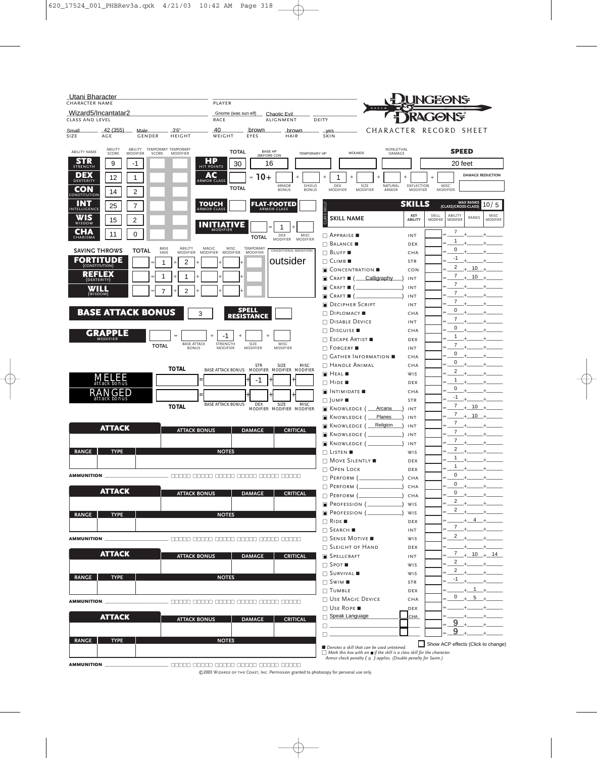Utani Bharacter
CHARACTER NAME

PLAYER

Wizard5/Incantatar2
CLASS AND LEVEL

Gnome (was sun elf) — RACE
Chaotic Evil — ALIGNMENT
DEITY

# DUNGEONS & DRAGONS

CHARACTER RECORD SHEET

| SIZE | AGE | GENDER | HEIGHT | WEIGHT | EYES | HAIR | SKIN |
|---|---|---|---|---|---|---|---|
| Small | 42 (355) | Male | 3'6" | 40 | brown | brown | yes |

| ABILITY NAME | ABILITY SCORE | ABILITY MODIFIER | TEMPORARY SCORE | TEMPORARY MODIFIER |
|---|---|---|---|---|
| STR (STRENGTH) | 9 | -1 | | |
| DEX (DEXTERITY) | 12 | 1 | | |
| CON (CONSTITUTION) | 14 | 2 | | |
| INT (INTELLIGENCE) | 25 | 7 | | |
| WIS (WISDOM) | 15 | 2 | | |
| CHA (CHARISMA) | 11 | 0 | | |

**HP** (HIT POINTS): TOTAL 30; BASE HP (BEFORE CON) 16; TEMPORARY HP; WOUNDS; NONLETHAL DAMAGE

**SPEED**: 20 feet

**DAMAGE REDUCTION**

**AC** (ARMOR CLASS): TOTAL = 10 + ARMOR BONUS + SHIELD BONUS + DEX MODIFIER 1 + SIZE MODIFIER + NATURAL ARMOR + DEFLECTION MODIFIER + MISC MODIFIER

**TOUCH** ARMOR CLASS | **FLAT-FOOTED** ARMOR CLASS

**INITIATIVE** MODIFIER: TOTAL = DEX MODIFIER 1 + MISC MODIFIER

| SAVING THROWS | TOTAL | BASE SAVE | ABILITY MODIFIER | MAGIC MODIFIER | MISC MODIFIER | TEMPORARY MODIFIER |
|---|---|---|---|---|---|---|
| FORTITUDE (CONSTITUTION) | | 1 | 2 | | | |
| REFLEX (DEXTERITY) | | 1 | 1 | | | |
| WILL (WISDOM) | | 7 | 2 | | | |

CONDITIONAL MODIFIERS: outsider

**BASE ATTACK BONUS**: 3

**SPELL RESISTANCE**:

**GRAPPLE** MODIFIER: TOTAL = BASE ATTACK BONUS + STRENGTH MODIFIER -1 + SIZE MODIFIER + MISC MODIFIER

| | TOTAL | BASE ATTACK BONUS | STR/DEX MODIFIER | SIZE MODIFIER | MISC MODIFIER |
|---|---|---|---|---|---|
| MELEE attack bonus | | | -1 | | |
| RANGED attack bonus | | | | | |

| ATTACK | ATTACK BONUS | DAMAGE | CRITICAL |
|---|---|---|---|
| | | | |

| RANGE | TYPE | NOTES |
|---|---|---|
| | | |

AMMUNITION

| ATTACK | ATTACK BONUS | DAMAGE | CRITICAL |
|---|---|---|---|
| | | | |

| RANGE | TYPE | NOTES |
|---|---|---|
| | | |

AMMUNITION

| ATTACK | ATTACK BONUS | DAMAGE | CRITICAL |
|---|---|---|---|
| | | | |

| RANGE | TYPE | NOTES |
|---|---|---|
| | | |

AMMUNITION

| ATTACK | ATTACK BONUS | DAMAGE | CRITICAL |
|---|---|---|---|
| | | | |

| RANGE | TYPE | NOTES |
|---|---|---|
| | | |

AMMUNITION

## SKILLS

MAX RANKS (CLASS/CROSS-CLASS): 10/5

| CLASS SKILL? | SKILL NAME | KEY ABILITY | SKILL MODIFIER | ABILITY MODIFIER | RANKS | MISC MODIFIER |
|---|---|---|---|---|---|---|
| □ | Appraise ■ | INT | | 7 | | |
| □ | Balance ■ | DEX | | 1 | | |
| □ | Bluff ■ | CHA | | 0 | | |
| □ | Climb ■ | STR | | -1 | | |
| ■ | Concentration ■ | CON | | 2 | 10 | |
| ■ | Craft ■ (Calligraphy) | INT | | 7 | 10 | |
| ■ | Craft ■ ( ) | INT | | 7 | | |
| ■ | Craft ■ ( ) | INT | | 7 | | |
| ■ | Decipher Script | INT | | 7 | | |
| □ | Diplomacy ■ | CHA | | 0 | | |
| □ | Disable Device | INT | | 7 | | |
| □ | Disguise ■ | CHA | | 0 | | |
| □ | Escape Artist ■ | DEX | | 1 | | |
| □ | Forgery ■ | INT | | 7 | | |
| □ | Gather Information ■ | CHA | | 0 | | |
| □ | Handle Animal | CHA | | 0 | | |
| ■ | Heal ■ | WIS | | 2 | | |
| □ | Hide ■ | DEX | | 1 | | |
| ■ | Intimidate ■ | CHA | | 0 | | |
| □ | Jump ■ | STR | | -1 | | |
| ■ | Knowledge (Arcana) | INT | | 7 | 10 | |
| ■ | Knowledge (Planes) | INT | | 7 | 10 | |
| ■ | Knowledge (Religion) | INT | | 7 | | |
| ■ | Knowledge ( ) | INT | | 7 | | |
| ■ | Knowledge ( ) | INT | | 7 | | |
| □ | Listen ■ | WIS | | 2 | | |
| □ | Move Silently ■ | DEX | | 1 | | |
| □ | Open Lock | DEX | | 1 | | |
| □ | Perform ( ) | CHA | | 0 | | |
| □ | Perform ( ) | CHA | | 0 | | |
| □ | Perform ( ) | CHA | | 0 | | |
| ■ | Profession ( ) | WIS | | 2 | | |
| ■ | Profession ( ) | WIS | | 2 | | |
| □ | Ride ■ | DEX | | | 4 | |
| □ | Search ■ | INT | | 7 | | |
| □ | Sense Motive ■ | WIS | | 2 | | |
| □ | Sleight of Hand | DEX | | | | |
| ■ | Spellcraft | INT | | 7 | 10 | 14 |
| □ | Spot ■ | WIS | | 2 | | |
| □ | Survival ■ | WIS | | 2 | | |
| □ | Swim ■ | STR | | -1 | | |
| □ | Tumble | DEX | | | 1 | |
| □ | Use Magic Device | CHA | | 0 | 5 | |
| □ | Use Rope ■ | DEX | | | | |
| □ | Speak Language | CHA | | | | |
| □ | | | | 9 | | |
| □ | | | | 9 | | |

Show ACP effects (Click to change)

■ *Denotes a skill that can be used untrained.*
□ *Mark this box with an ■ if the skill is a class skill for the character.*
*Armor check penalty ( 0 ) applies. (Double penalty for Swim.)*

©2003 Wizards of the Coast, Inc. Permission granted to photocopy for personal use only.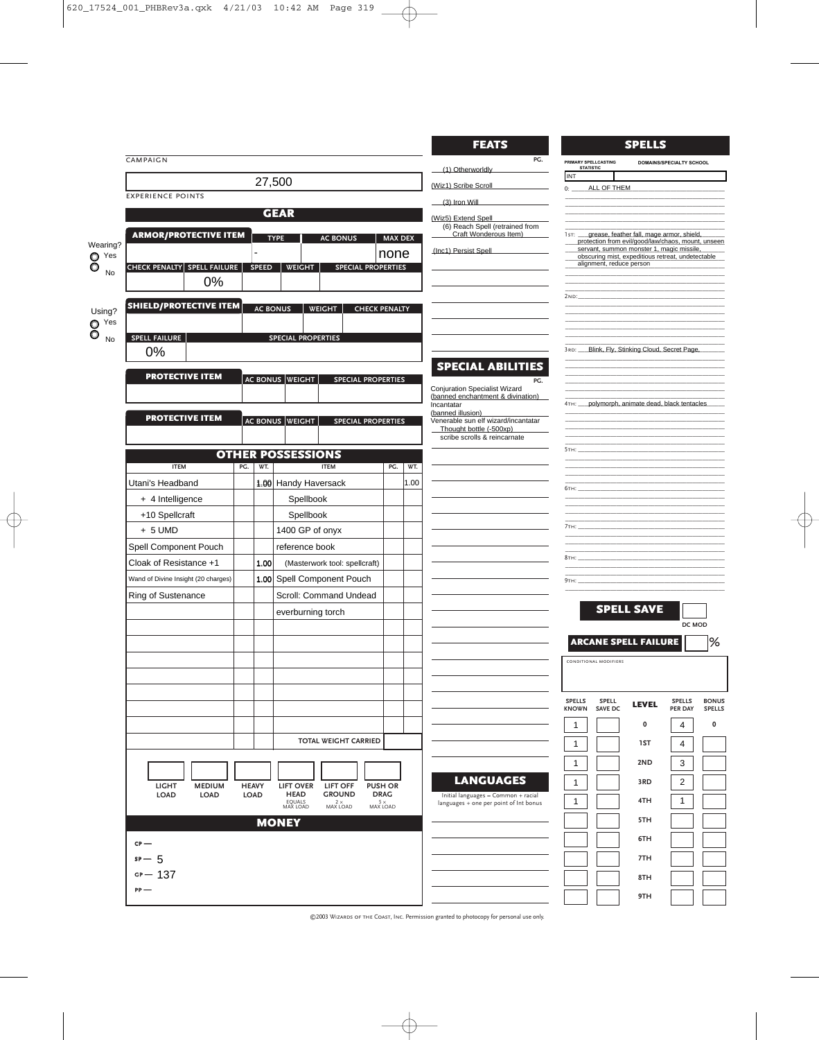CAMPAIGN

27,500

EXPERIENCE POINTS

## GEAR

| ARMOR/PROTECTIVE ITEM | TYPE | AC BONUS | MAX DEX |
|---|---|---|---|
| | - | | none |

| CHECK PENALTY | SPELL FAILURE | SPEED | WEIGHT | SPECIAL PROPERTIES |
|---|---|---|---|---|
| | 0% | | | |

Wearing? Yes / No

| SHIELD/PROTECTIVE ITEM | AC BONUS | WEIGHT | CHECK PENALTY |
|---|---|---|---|
| | | | |

| SPELL FAILURE | SPECIAL PROPERTIES |
|---|---|
| 0% | |

Using? Yes / No

| PROTECTIVE ITEM | AC BONUS | WEIGHT | SPECIAL PROPERTIES |
|---|---|---|---|
| | | | |

| PROTECTIVE ITEM | AC BONUS | WEIGHT | SPECIAL PROPERTIES |
|---|---|---|---|
| | | | |

## OTHER POSSESSIONS

| ITEM | PG. | WT. | ITEM | PG. | WT. |
|---|---|---|---|---|---|
| Utani's Headband | | 1.00 | Handy Haversack | | 1.00 |
| + 4 Intelligence | | | Spellbook | | |
| +10 Spellcraft | | | Spellbook | | |
| + 5 UMD | | | 1400 GP of onyx | | |
| Spell Component Pouch | | | reference book | | |
| Cloak of Resistance +1 | | 1.00 | (Masterwork tool: spellcraft) | | |
| Wand of Divine Insight (20 charges) | | 1.00 | Spell Component Pouch | | |
| Ring of Sustenance | | | Scroll: Command Undead | | |
| | | | everburning torch | | |
| | | | TOTAL WEIGHT CARRIED | | |

| LIGHT LOAD | MEDIUM LOAD | HEAVY LOAD | LIFT OVER HEAD (EQUALS MAX LOAD) | LIFT OFF GROUND (2 × MAX LOAD) | PUSH OR DRAG (5 × MAX LOAD) |
|---|---|---|---|---|---|
| | | | | | |

## MONEY

CP —
SP — 5
GP — 137
PP —

## FEATS

(1) Otherworldly
(Wiz1) Scribe Scroll
(3) Iron Will
(Wiz5) Extend Spell
(6) Reach Spell (retrained from Craft Wonderous Item)
(Inc1) Persist Spell

## SPECIAL ABILITIES

Conjuration Specialist Wizard (banned enchantment & divination)
Incantatar (banned illusion)
Venerable sun elf wizard/incantatar
Thought bottle (-500xp)
scribe scrolls & reincarnate

## LANGUAGES

Initial languages = Common + racial languages + one per point of Int bonus

## SPELLS

PRIMARY SPELLCASTING STATISTIC: INT

DOMAINS/SPECIALTY SCHOOL:

0: ALL OF THEM

1ST: grease, feather fall, mage armor, shield, protection from evil/good/law/chaos, mount, unseen servant, summon monster 1, magic missile, obscuring mist, expeditious retreat, undetectable alignment, reduce person

2ND:

3RD: Blink, Fly, Stinking Cloud, Secret Page,

4TH: polymorph, animate dead, black tentacles

5TH:

6TH:

7TH:

8TH:

9TH:

SPELL SAVE — DC MOD

ARCANE SPELL FAILURE %

CONDITIONAL MODIFIERS

| SPELLS KNOWN | SPELL SAVE DC | LEVEL | SPELLS PER DAY | BONUS SPELLS |
|---|---|---|---|---|
| 1 | | 0 | 4 | 0 |
| 1 | | 1ST | 4 | |
| 1 | | 2ND | 3 | |
| 1 | | 3RD | 2 | |
| 1 | | 4TH | 1 | |
| | | 5TH | | |
| | | 6TH | | |
| | | 7TH | | |
| | | 8TH | | |
| | | 9TH | | |

©2003 Wizards of the Coast, Inc. Permission granted to photocopy for personal use only.